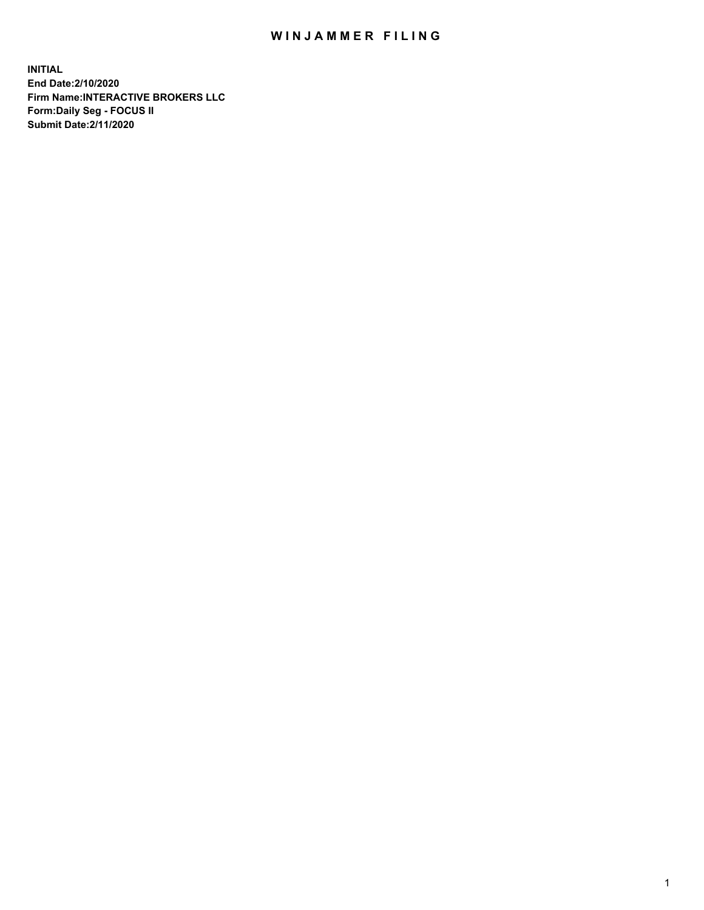# WINJAMMER FILING

**INITIAL**
**End Date:2/10/2020**
**Firm Name:INTERACTIVE BROKERS LLC**
**Form:Daily Seg - FOCUS II**
**Submit Date:2/11/2020**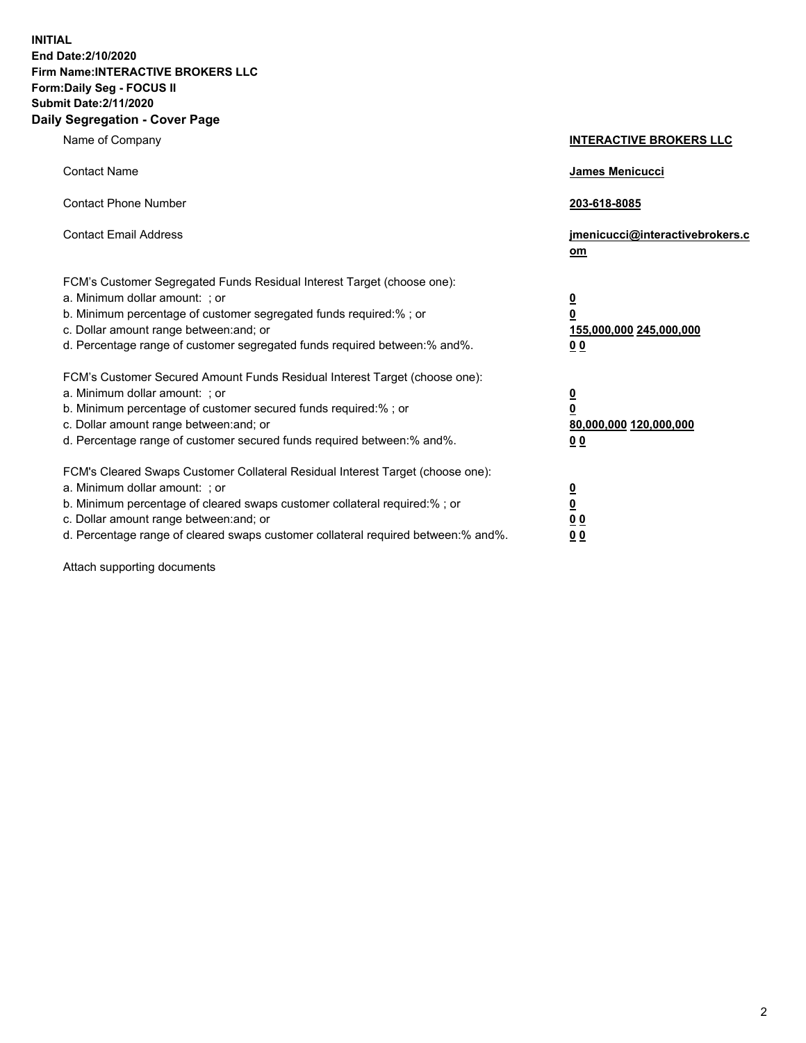**INITIAL**
**End Date:2/10/2020**
**Firm Name:INTERACTIVE BROKERS LLC**
**Form:Daily Seg - FOCUS II**
**Submit Date:2/11/2020**
**Daily Segregation - Cover Page**

| | |
|---|---|
| Name of Company | **INTERACTIVE BROKERS LLC** |
| Contact Name | **James Menicucci** |
| Contact Phone Number | **203-618-8085** |
| Contact Email Address | **jmenicucci@interactivebrokers.com** |

FCM's Customer Segregated Funds Residual Interest Target (choose one):

| | |
|---|---|
| a. Minimum dollar amount: ; or | **0** |
| b. Minimum percentage of customer segregated funds required:% ; or | **0** |
| c. Dollar amount range between:and; or | **155,000,000 245,000,000** |
| d. Percentage range of customer segregated funds required between:% and%. | **0 0** |

FCM's Customer Secured Amount Funds Residual Interest Target (choose one):

| | |
|---|---|
| a. Minimum dollar amount: ; or | **0** |
| b. Minimum percentage of customer secured funds required:% ; or | **0** |
| c. Dollar amount range between:and; or | **80,000,000 120,000,000** |
| d. Percentage range of customer secured funds required between:% and%. | **0 0** |

FCM's Cleared Swaps Customer Collateral Residual Interest Target (choose one):

| | |
|---|---|
| a. Minimum dollar amount: ; or | **0** |
| b. Minimum percentage of cleared swaps customer collateral required:% ; or | **0** |
| c. Dollar amount range between:and; or | **0 0** |
| d. Percentage range of cleared swaps customer collateral required between:% and%. | **0 0** |

Attach supporting documents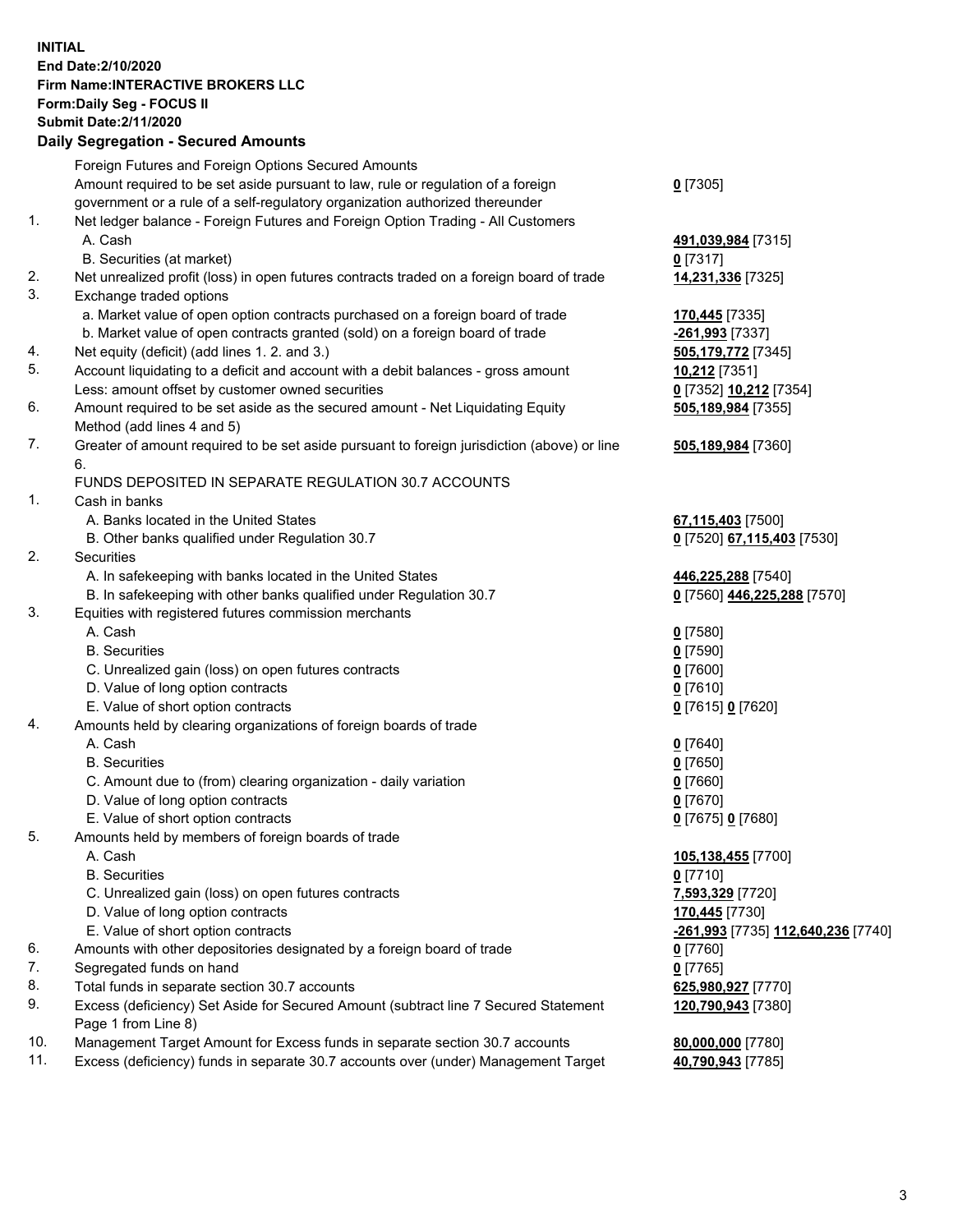**INITIAL**
**End Date:2/10/2020**
**Firm Name:INTERACTIVE BROKERS LLC**
**Form:Daily Seg - FOCUS II**
**Submit Date:2/11/2020**
**Daily Segregation - Secured Amounts**

| | | |
|---|---|---|
| | Foreign Futures and Foreign Options Secured Amounts | |
| | Amount required to be set aside pursuant to law, rule or regulation of a foreign government or a rule of a self-regulatory organization authorized thereunder | **0** [7305] |
| 1. | Net ledger balance - Foreign Futures and Foreign Option Trading - All Customers | |
| | A. Cash | **491,039,984** [7315] |
| | B. Securities (at market) | **0** [7317] |
| 2. | Net unrealized profit (loss) in open futures contracts traded on a foreign board of trade | **14,231,336** [7325] |
| 3. | Exchange traded options | |
| | a. Market value of open option contracts purchased on a foreign board of trade | **170,445** [7335] |
| | b. Market value of open contracts granted (sold) on a foreign board of trade | **-261,993** [7337] |
| 4. | Net equity (deficit) (add lines 1. 2. and 3.) | **505,179,772** [7345] |
| 5. | Account liquidating to a deficit and account with a debit balances - gross amount | **10,212** [7351] |
| | Less: amount offset by customer owned securities | **0** [7352] **10,212** [7354] |
| 6. | Amount required to be set aside as the secured amount - Net Liquidating Equity Method (add lines 4 and 5) | **505,189,984** [7355] |
| 7. | Greater of amount required to be set aside pursuant to foreign jurisdiction (above) or line 6. | **505,189,984** [7360] |
| | FUNDS DEPOSITED IN SEPARATE REGULATION 30.7 ACCOUNTS | |
| 1. | Cash in banks | |
| | A. Banks located in the United States | **67,115,403** [7500] |
| | B. Other banks qualified under Regulation 30.7 | **0** [7520] **67,115,403** [7530] |
| 2. | Securities | |
| | A. In safekeeping with banks located in the United States | **446,225,288** [7540] |
| | B. In safekeeping with other banks qualified under Regulation 30.7 | **0** [7560] **446,225,288** [7570] |
| 3. | Equities with registered futures commission merchants | |
| | A. Cash | **0** [7580] |
| | B. Securities | **0** [7590] |
| | C. Unrealized gain (loss) on open futures contracts | **0** [7600] |
| | D. Value of long option contracts | **0** [7610] |
| | E. Value of short option contracts | **0** [7615] **0** [7620] |
| 4. | Amounts held by clearing organizations of foreign boards of trade | |
| | A. Cash | **0** [7640] |
| | B. Securities | **0** [7650] |
| | C. Amount due to (from) clearing organization - daily variation | **0** [7660] |
| | D. Value of long option contracts | **0** [7670] |
| | E. Value of short option contracts | **0** [7675] **0** [7680] |
| 5. | Amounts held by members of foreign boards of trade | |
| | A. Cash | **105,138,455** [7700] |
| | B. Securities | **0** [7710] |
| | C. Unrealized gain (loss) on open futures contracts | **7,593,329** [7720] |
| | D. Value of long option contracts | **170,445** [7730] |
| | E. Value of short option contracts | **-261,993** [7735] **112,640,236** [7740] |
| 6. | Amounts with other depositories designated by a foreign board of trade | **0** [7760] |
| 7. | Segregated funds on hand | **0** [7765] |
| 8. | Total funds in separate section 30.7 accounts | **625,980,927** [7770] |
| 9. | Excess (deficiency) Set Aside for Secured Amount (subtract line 7 Secured Statement Page 1 from Line 8) | **120,790,943** [7380] |
| 10. | Management Target Amount for Excess funds in separate section 30.7 accounts | **80,000,000** [7780] |
| 11. | Excess (deficiency) funds in separate 30.7 accounts over (under) Management Target | **40,790,943** [7785] |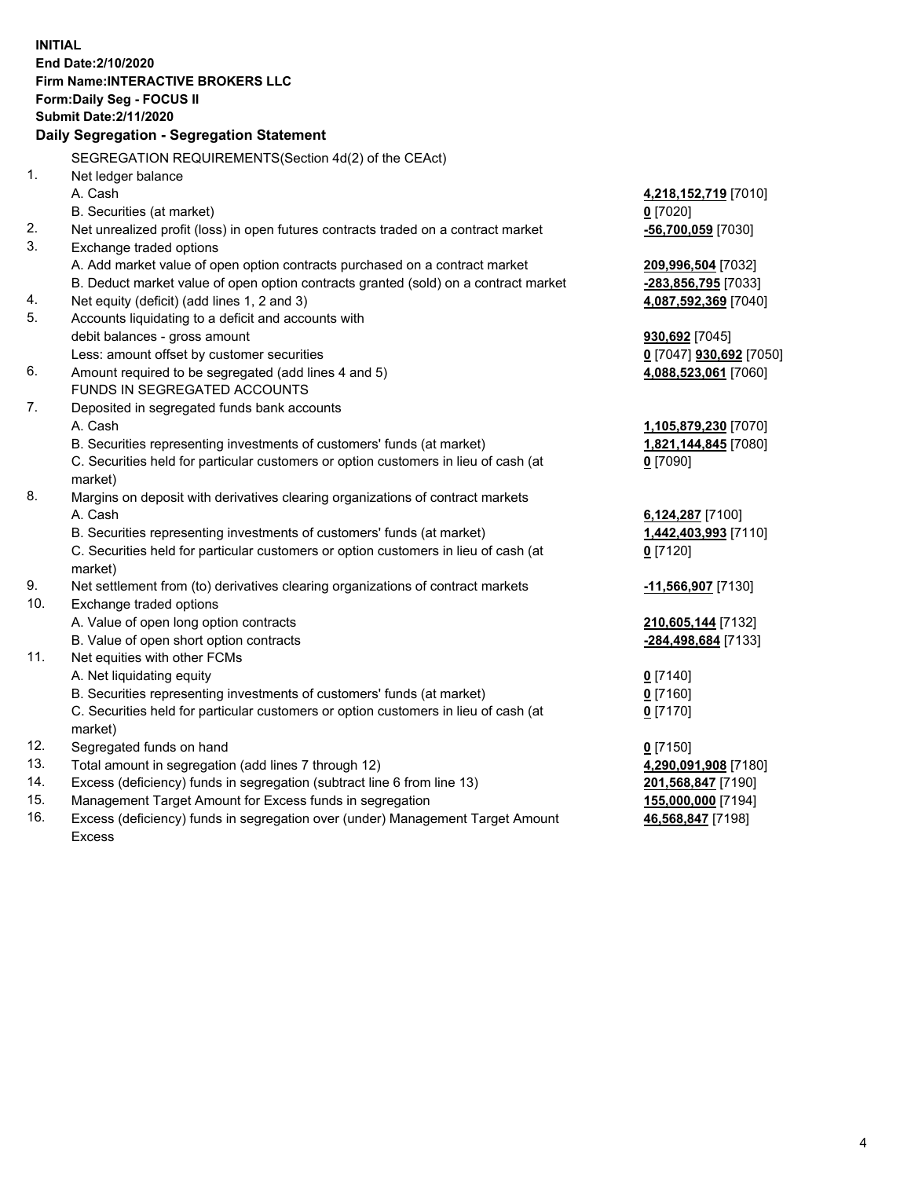**INITIAL**
**End Date:2/10/2020**
**Firm Name:INTERACTIVE BROKERS LLC**
**Form:Daily Seg - FOCUS II**
**Submit Date:2/11/2020**
**Daily Segregation - Segregation Statement**

SEGREGATION REQUIREMENTS(Section 4d(2) of the CEAct)

| | | |
|---|---|---|
| 1. | Net ledger balance | |
| | A. Cash | **4,218,152,719** [7010] |
| | B. Securities (at market) | **0** [7020] |
| 2. | Net unrealized profit (loss) in open futures contracts traded on a contract market | **-56,700,059** [7030] |
| 3. | Exchange traded options | |
| | A. Add market value of open option contracts purchased on a contract market | **209,996,504** [7032] |
| | B. Deduct market value of open option contracts granted (sold) on a contract market | **-283,856,795** [7033] |
| 4. | Net equity (deficit) (add lines 1, 2 and 3) | **4,087,592,369** [7040] |
| 5. | Accounts liquidating to a deficit and accounts with | |
| | debit balances - gross amount | **930,692** [7045] |
| | Less: amount offset by customer securities | **0** [7047] **930,692** [7050] |
| 6. | Amount required to be segregated (add lines 4 and 5) | **4,088,523,061** [7060] |
| | FUNDS IN SEGREGATED ACCOUNTS | |
| 7. | Deposited in segregated funds bank accounts | |
| | A. Cash | **1,105,879,230** [7070] |
| | B. Securities representing investments of customers' funds (at market) | **1,821,144,845** [7080] |
| | C. Securities held for particular customers or option customers in lieu of cash (at market) | **0** [7090] |
| 8. | Margins on deposit with derivatives clearing organizations of contract markets | |
| | A. Cash | **6,124,287** [7100] |
| | B. Securities representing investments of customers' funds (at market) | **1,442,403,993** [7110] |
| | C. Securities held for particular customers or option customers in lieu of cash (at market) | **0** [7120] |
| 9. | Net settlement from (to) derivatives clearing organizations of contract markets | **-11,566,907** [7130] |
| 10. | Exchange traded options | |
| | A. Value of open long option contracts | **210,605,144** [7132] |
| | B. Value of open short option contracts | **-284,498,684** [7133] |
| 11. | Net equities with other FCMs | |
| | A. Net liquidating equity | **0** [7140] |
| | B. Securities representing investments of customers' funds (at market) | **0** [7160] |
| | C. Securities held for particular customers or option customers in lieu of cash (at market) | **0** [7170] |
| 12. | Segregated funds on hand | **0** [7150] |
| 13. | Total amount in segregation (add lines 7 through 12) | **4,290,091,908** [7180] |
| 14. | Excess (deficiency) funds in segregation (subtract line 6 from line 13) | **201,568,847** [7190] |
| 15. | Management Target Amount for Excess funds in segregation | **155,000,000** [7194] |
| 16. | Excess (deficiency) funds in segregation over (under) Management Target Amount Excess | **46,568,847** [7198] |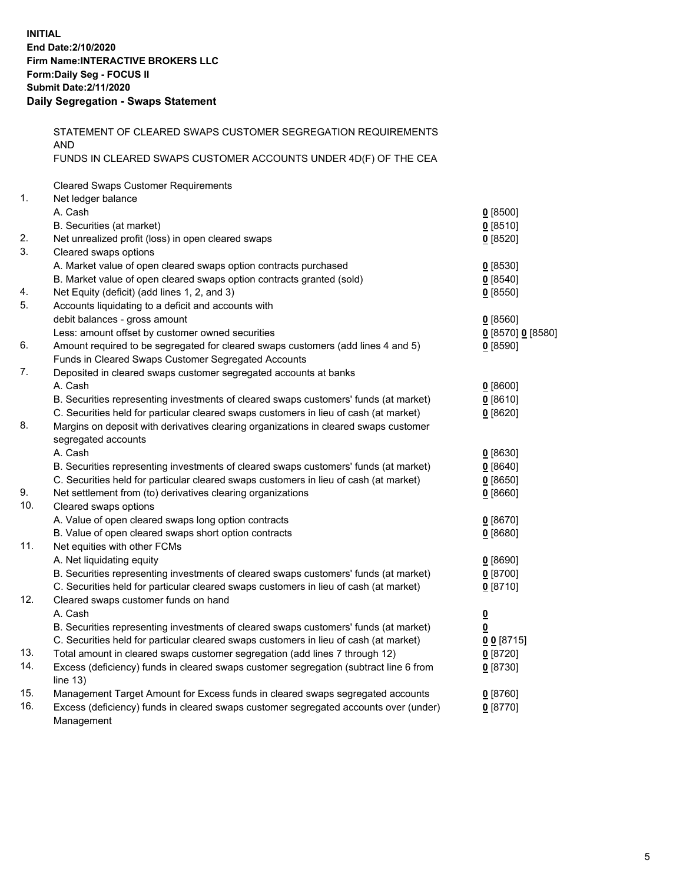**INITIAL**
**End Date:2/10/2020**
**Firm Name:INTERACTIVE BROKERS LLC**
**Form:Daily Seg - FOCUS II**
**Submit Date:2/11/2020**
**Daily Segregation - Swaps Statement**

STATEMENT OF CLEARED SWAPS CUSTOMER SEGREGATION REQUIREMENTS AND FUNDS IN CLEARED SWAPS CUSTOMER ACCOUNTS UNDER 4D(F) OF THE CEA

| | | |
|---|---|---|
| | Cleared Swaps Customer Requirements | |
| 1. | Net ledger balance | |
| | A. Cash | 0 [8500] |
| | B. Securities (at market) | 0 [8510] |
| 2. | Net unrealized profit (loss) in open cleared swaps | 0 [8520] |
| 3. | Cleared swaps options | |
| | A. Market value of open cleared swaps option contracts purchased | 0 [8530] |
| | B. Market value of open cleared swaps option contracts granted (sold) | 0 [8540] |
| 4. | Net Equity (deficit) (add lines 1, 2, and 3) | 0 [8550] |
| 5. | Accounts liquidating to a deficit and accounts with | |
| | debit balances - gross amount | 0 [8560] |
| | Less: amount offset by customer owned securities | 0 [8570] 0 [8580] |
| 6. | Amount required to be segregated for cleared swaps customers (add lines 4 and 5) | 0 [8590] |
| | Funds in Cleared Swaps Customer Segregated Accounts | |
| 7. | Deposited in cleared swaps customer segregated accounts at banks | |
| | A. Cash | 0 [8600] |
| | B. Securities representing investments of cleared swaps customers' funds (at market) | 0 [8610] |
| | C. Securities held for particular cleared swaps customers in lieu of cash (at market) | 0 [8620] |
| 8. | Margins on deposit with derivatives clearing organizations in cleared swaps customer segregated accounts | |
| | A. Cash | 0 [8630] |
| | B. Securities representing investments of cleared swaps customers' funds (at market) | 0 [8640] |
| | C. Securities held for particular cleared swaps customers in lieu of cash (at market) | 0 [8650] |
| 9. | Net settlement from (to) derivatives clearing organizations | 0 [8660] |
| 10. | Cleared swaps options | |
| | A. Value of open cleared swaps long option contracts | 0 [8670] |
| | B. Value of open cleared swaps short option contracts | 0 [8680] |
| 11. | Net equities with other FCMs | |
| | A. Net liquidating equity | 0 [8690] |
| | B. Securities representing investments of cleared swaps customers' funds (at market) | 0 [8700] |
| | C. Securities held for particular cleared swaps customers in lieu of cash (at market) | 0 [8710] |
| 12. | Cleared swaps customer funds on hand | |
| | A. Cash | 0 |
| | B. Securities representing investments of cleared swaps customers' funds (at market) | 0 |
| | C. Securities held for particular cleared swaps customers in lieu of cash (at market) | 0 0 [8715] |
| 13. | Total amount in cleared swaps customer segregation (add lines 7 through 12) | 0 [8720] |
| 14. | Excess (deficiency) funds in cleared swaps customer segregation (subtract line 6 from line 13) | 0 [8730] |
| 15. | Management Target Amount for Excess funds in cleared swaps segregated accounts | 0 [8760] |
| 16. | Excess (deficiency) funds in cleared swaps customer segregated accounts over (under) Management | 0 [8770] |